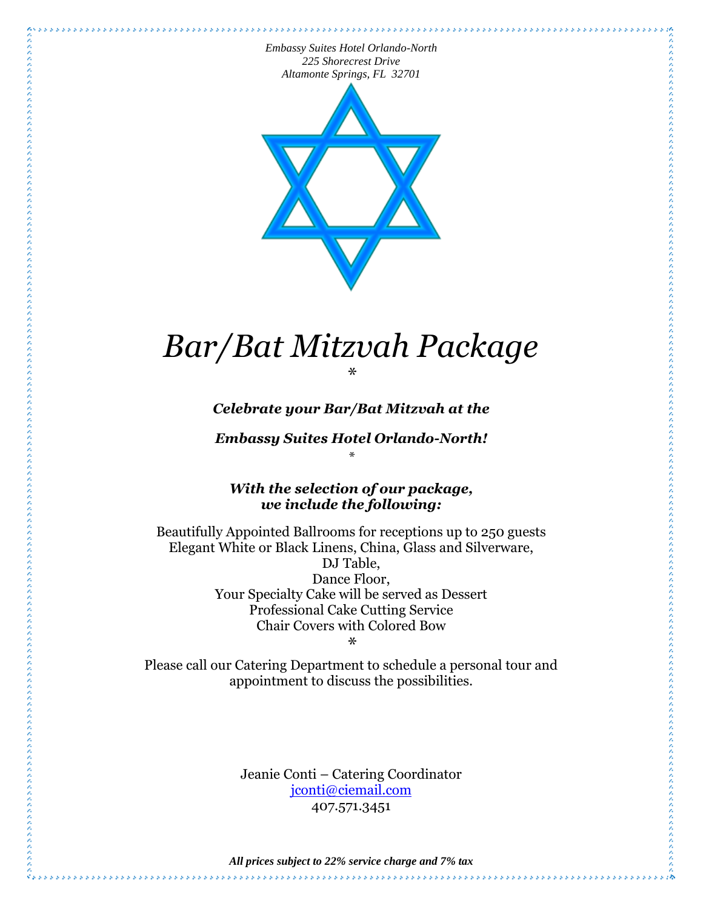*Embassy Suites Hotel Orlando-North*
*225 Shorecrest Drive*
*Altamonte Springs, FL 32701*

# *Bar/Bat Mitzvah Package*

*

***Celebrate your Bar/Bat Mitzvah at the***

***Embassy Suites Hotel Orlando-North!***

*

***With the selection of our package,***
***we include the following:***

Beautifully Appointed Ballrooms for receptions up to 250 guests
Elegant White or Black Linens, China, Glass and Silverware,
DJ Table,
Dance Floor,
Your Specialty Cake will be served as Dessert
Professional Cake Cutting Service
Chair Covers with Colored Bow

*

Please call our Catering Department to schedule a personal tour and appointment to discuss the possibilities.

Jeanie Conti – Catering Coordinator
jconti@ciemail.com
407.571.3451

***All prices subject to 22% service charge and 7% tax***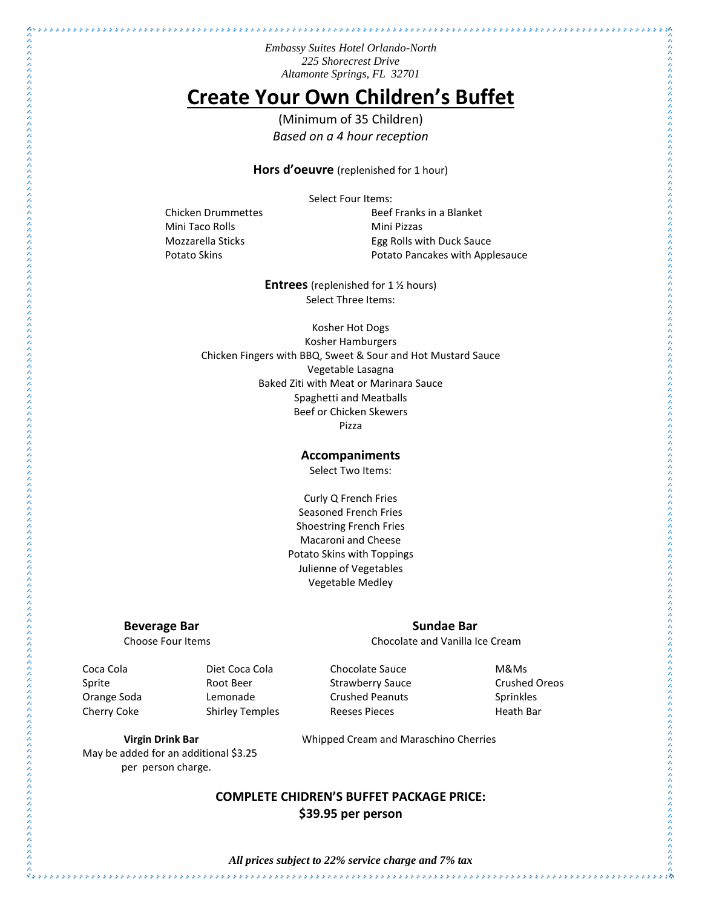*Embassy Suites Hotel Orlando-North*
*225 Shorecrest Drive*
*Altamonte Springs, FL 32701*

# Create Your Own Children's Buffet

(Minimum of 35 Children)
*Based on a 4 hour reception*

**Hors d'oeuvre** (replenished for 1 hour)

Select Four Items:

- Chicken Drummettes
- Mini Taco Rolls
- Mozzarella Sticks
- Potato Skins
- Beef Franks in a Blanket
- Mini Pizzas
- Egg Rolls with Duck Sauce
- Potato Pancakes with Applesauce

**Entrees** (replenished for 1 ½ hours)
Select Three Items:

- Kosher Hot Dogs
- Kosher Hamburgers
- Chicken Fingers with BBQ, Sweet & Sour and Hot Mustard Sauce
- Vegetable Lasagna
- Baked Ziti with Meat or Marinara Sauce
- Spaghetti and Meatballs
- Beef or Chicken Skewers
- Pizza

**Accompaniments**
Select Two Items:

- Curly Q French Fries
- Seasoned French Fries
- Shoestring French Fries
- Macaroni and Cheese
- Potato Skins with Toppings
- Julienne of Vegetables
- Vegetable Medley

**Beverage Bar**
Choose Four Items

- Coca Cola
- Sprite
- Orange Soda
- Cherry Coke
- Diet Coca Cola
- Root Beer
- Lemonade
- Shirley Temples

**Virgin Drink Bar**
May be added for an additional $3.25 per person charge.

**Sundae Bar**
Chocolate and Vanilla Ice Cream

- Chocolate Sauce
- Strawberry Sauce
- Crushed Peanuts
- Reeses Pieces
- M&Ms
- Crushed Oreos
- Sprinkles
- Heath Bar

Whipped Cream and Maraschino Cherries

**COMPLETE CHIDREN'S BUFFET PACKAGE PRICE:**
**$39.95 per person**

***All prices subject to 22% service charge and 7% tax***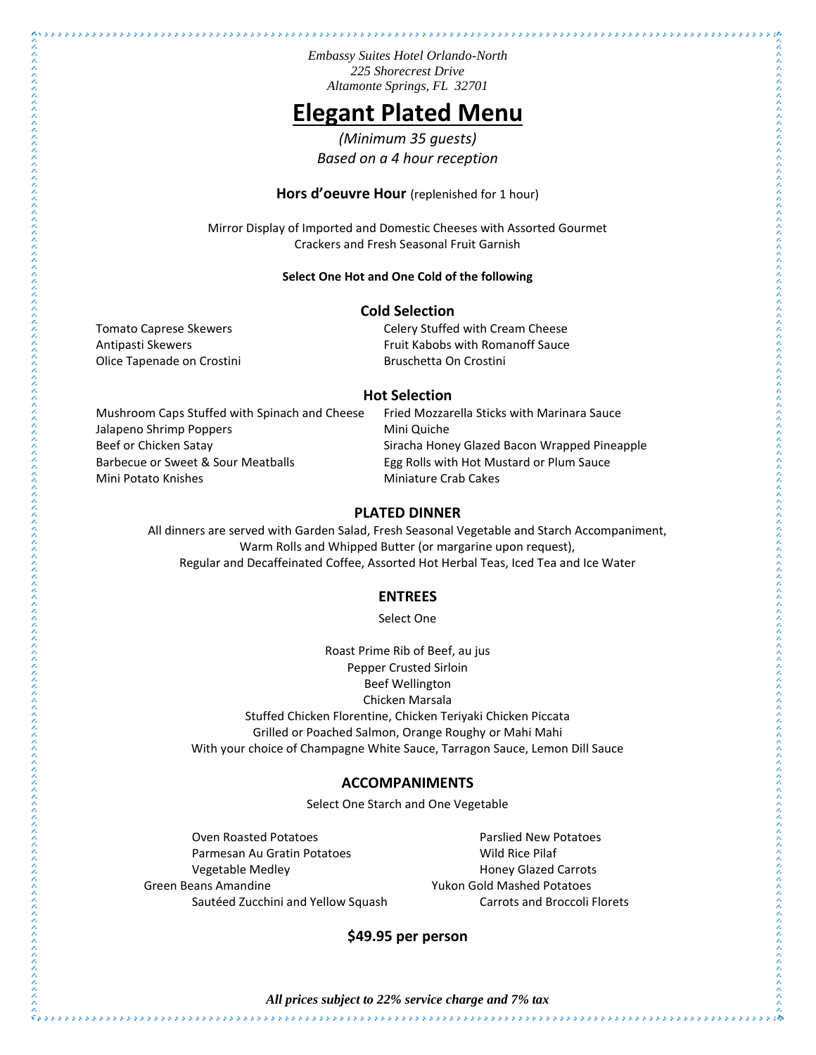*Embassy Suites Hotel Orlando-North*
*225 Shorecrest Drive*
*Altamonte Springs, FL 32701*

# Elegant Plated Menu

*(Minimum 35 guests)*
*Based on a 4 hour reception*

**Hors d'oeuvre Hour** (replenished for 1 hour)

Mirror Display of Imported and Domestic Cheeses with Assorted Gourmet Crackers and Fresh Seasonal Fruit Garnish

**Select One Hot and One Cold of the following**

### Cold Selection

Tomato Caprese Skewers
Antipasti Skewers
Olice Tapenade on Crostini
Celery Stuffed with Cream Cheese
Fruit Kabobs with Romanoff Sauce
Bruschetta On Crostini

### Hot Selection

Mushroom Caps Stuffed with Spinach and Cheese
Jalapeno Shrimp Poppers
Beef or Chicken Satay
Barbecue or Sweet & Sour Meatballs
Mini Potato Knishes
Fried Mozzarella Sticks with Marinara Sauce
Mini Quiche
Siracha Honey Glazed Bacon Wrapped Pineapple
Egg Rolls with Hot Mustard or Plum Sauce
Miniature Crab Cakes

### PLATED DINNER

All dinners are served with Garden Salad, Fresh Seasonal Vegetable and Starch Accompaniment, Warm Rolls and Whipped Butter (or margarine upon request), Regular and Decaffeinated Coffee, Assorted Hot Herbal Teas, Iced Tea and Ice Water

### ENTREES

Select One

Roast Prime Rib of Beef, au jus
Pepper Crusted Sirloin
Beef Wellington
Chicken Marsala
Stuffed Chicken Florentine, Chicken Teriyaki Chicken Piccata
Grilled or Poached Salmon, Orange Roughy or Mahi Mahi
With your choice of Champagne White Sauce, Tarragon Sauce, Lemon Dill Sauce

### ACCOMPANIMENTS

Select One Starch and One Vegetable

Oven Roasted Potatoes
Parmesan Au Gratin Potatoes
Vegetable Medley
Green Beans Amandine
Sautéed Zucchini and Yellow Squash
Parslied New Potatoes
Wild Rice Pilaf
Honey Glazed Carrots
Yukon Gold Mashed Potatoes
Carrots and Broccoli Florets

**$49.95 per person**

***All prices subject to 22% service charge and 7% tax***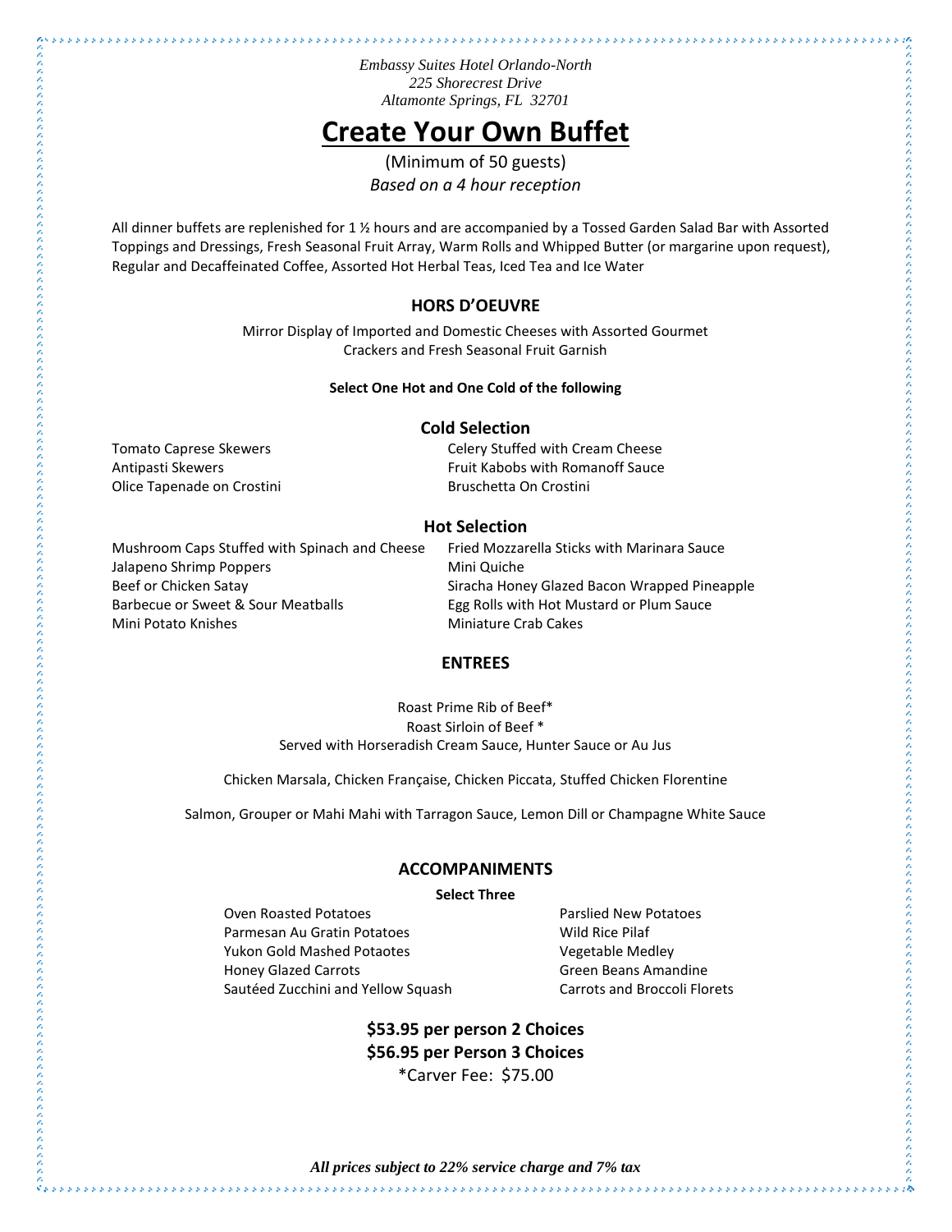*Embassy Suites Hotel Orlando-North*
*225 Shorecrest Drive*
*Altamonte Springs, FL 32701*

# Create Your Own Buffet

(Minimum of 50 guests)
*Based on a 4 hour reception*

All dinner buffets are replenished for 1 ½ hours and are accompanied by a Tossed Garden Salad Bar with Assorted Toppings and Dressings, Fresh Seasonal Fruit Array, Warm Rolls and Whipped Butter (or margarine upon request), Regular and Decaffeinated Coffee, Assorted Hot Herbal Teas, Iced Tea and Ice Water

## HORS D'OEUVRE

Mirror Display of Imported and Domestic Cheeses with Assorted Gourmet Crackers and Fresh Seasonal Fruit Garnish

**Select One Hot and One Cold of the following**

### Cold Selection

- Tomato Caprese Skewers
- Antipasti Skewers
- Olice Tapenade on Crostini
- Celery Stuffed with Cream Cheese
- Fruit Kabobs with Romanoff Sauce
- Bruschetta On Crostini

### Hot Selection

- Mushroom Caps Stuffed with Spinach and Cheese
- Jalapeno Shrimp Poppers
- Beef or Chicken Satay
- Barbecue or Sweet & Sour Meatballs
- Mini Potato Knishes
- Fried Mozzarella Sticks with Marinara Sauce
- Mini Quiche
- Siracha Honey Glazed Bacon Wrapped Pineapple
- Egg Rolls with Hot Mustard or Plum Sauce
- Miniature Crab Cakes

## ENTREES

Roast Prime Rib of Beef*
Roast Sirloin of Beef *
Served with Horseradish Cream Sauce, Hunter Sauce or Au Jus

Chicken Marsala, Chicken Française, Chicken Piccata, Stuffed Chicken Florentine

Salmon, Grouper or Mahi Mahi with Tarragon Sauce, Lemon Dill or Champagne White Sauce

## ACCOMPANIMENTS

**Select Three**

- Oven Roasted Potatoes
- Parmesan Au Gratin Potatoes
- Yukon Gold Mashed Potaotes
- Honey Glazed Carrots
- Sautéed Zucchini and Yellow Squash
- Parslied New Potatoes
- Wild Rice Pilaf
- Vegetable Medley
- Green Beans Amandine
- Carrots and Broccoli Florets

**$53.95 per person 2 Choices**
**$56.95 per Person 3 Choices**
*Carver Fee: $75.00

***All prices subject to 22% service charge and 7% tax***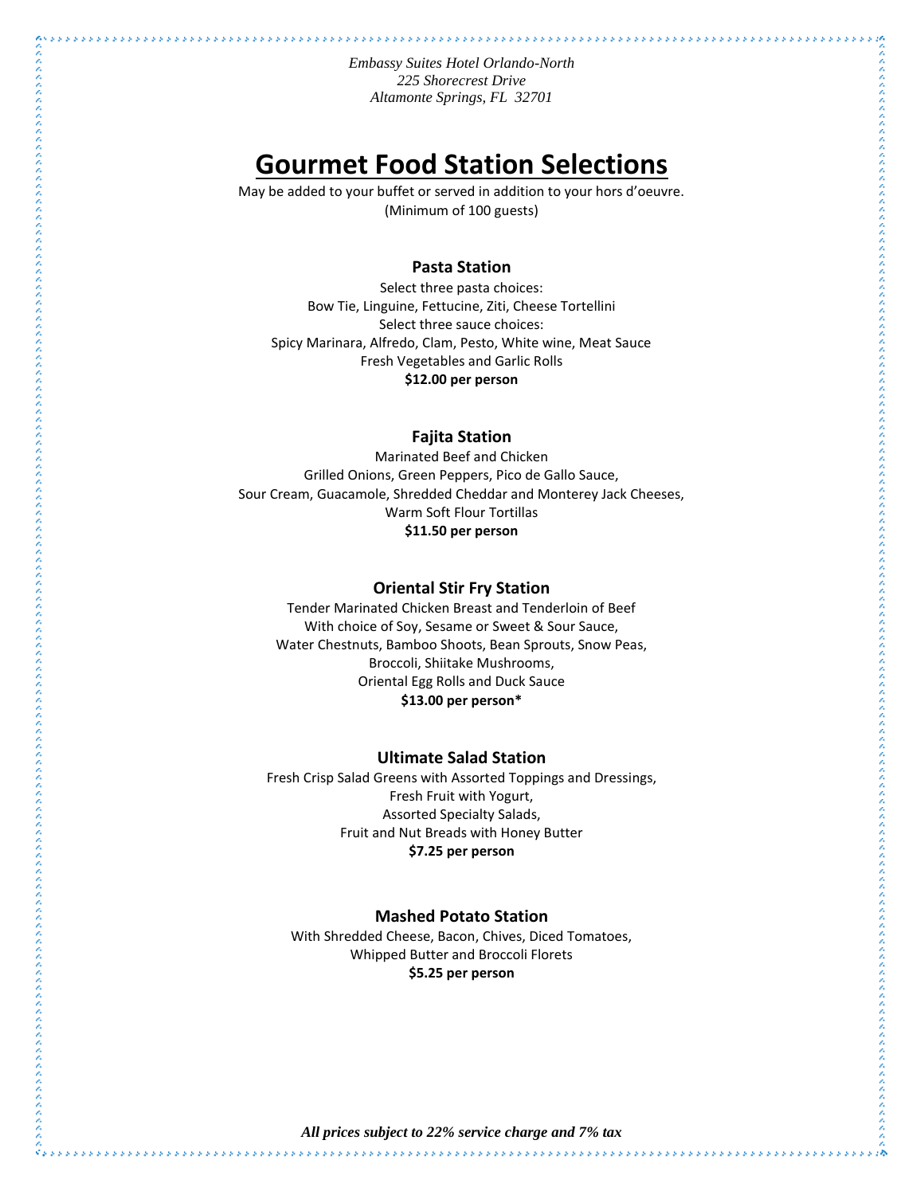*Embassy Suites Hotel Orlando-North*
*225 Shorecrest Drive*
*Altamonte Springs, FL 32701*

# Gourmet Food Station Selections

May be added to your buffet or served in addition to your hors d'oeuvre.
(Minimum of 100 guests)

### Pasta Station

Select three pasta choices:
Bow Tie, Linguine, Fettucine, Ziti, Cheese Tortellini
Select three sauce choices:
Spicy Marinara, Alfredo, Clam, Pesto, White wine, Meat Sauce
Fresh Vegetables and Garlic Rolls
**$12.00 per person**

### Fajita Station

Marinated Beef and Chicken
Grilled Onions, Green Peppers, Pico de Gallo Sauce,
Sour Cream, Guacamole, Shredded Cheddar and Monterey Jack Cheeses,
Warm Soft Flour Tortillas
**$11.50 per person**

### Oriental Stir Fry Station

Tender Marinated Chicken Breast and Tenderloin of Beef
With choice of Soy, Sesame or Sweet & Sour Sauce,
Water Chestnuts, Bamboo Shoots, Bean Sprouts, Snow Peas,
Broccoli, Shiitake Mushrooms,
Oriental Egg Rolls and Duck Sauce
**$13.00 per person***

### Ultimate Salad Station

Fresh Crisp Salad Greens with Assorted Toppings and Dressings,
Fresh Fruit with Yogurt,
Assorted Specialty Salads,
Fruit and Nut Breads with Honey Butter
**$7.25 per person**

### Mashed Potato Station

With Shredded Cheese, Bacon, Chives, Diced Tomatoes,
Whipped Butter and Broccoli Florets
**$5.25 per person**

***All prices subject to 22% service charge and 7% tax***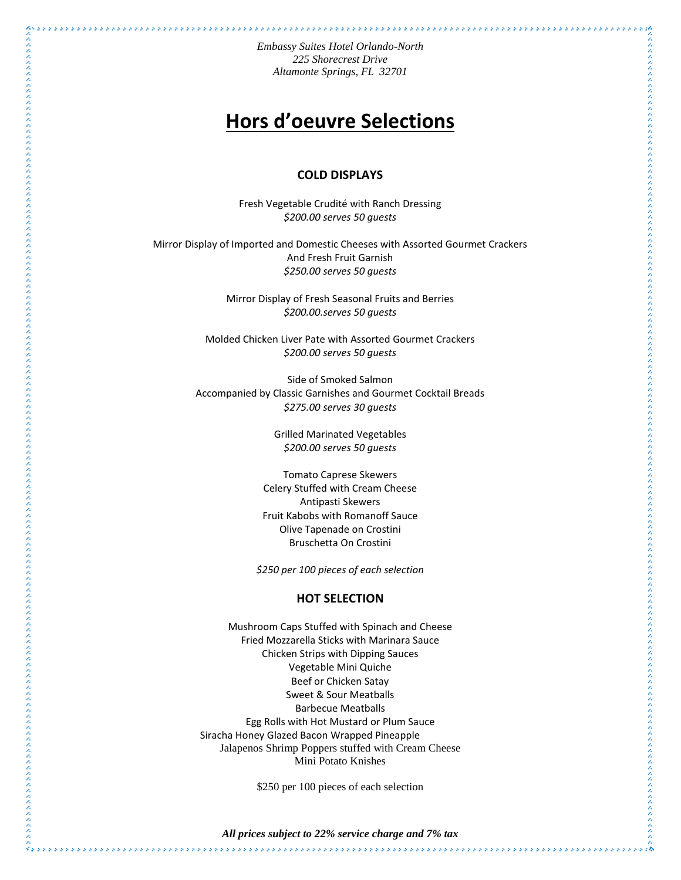*Embassy Suites Hotel Orlando-North*
*225 Shorecrest Drive*
*Altamonte Springs, FL  32701*

# Hors d'oeuvre Selections

### COLD DISPLAYS

Fresh Vegetable Crudité with Ranch Dressing
*$200.00 serves 50 guests*

Mirror Display of Imported and Domestic Cheeses with Assorted Gourmet Crackers
And Fresh Fruit Garnish
*$250.00 serves 50 guests*

Mirror Display of Fresh Seasonal Fruits and Berries
*$200.00.serves 50 guests*

Molded Chicken Liver Pate with Assorted Gourmet Crackers
*$200.00 serves 50 guests*

Side of Smoked Salmon
Accompanied by Classic Garnishes and Gourmet Cocktail Breads
*$275.00 serves 30 guests*

Grilled Marinated Vegetables
*$200.00 serves 50 guests*

Tomato Caprese Skewers
Celery Stuffed with Cream Cheese
Antipasti Skewers
Fruit Kabobs with Romanoff Sauce
Olive Tapenade on Crostini
Bruschetta On Crostini

*$250 per 100 pieces of each selection*

### HOT SELECTION

Mushroom Caps Stuffed with Spinach and Cheese
Fried Mozzarella Sticks with Marinara Sauce
Chicken Strips with Dipping Sauces
Vegetable Mini Quiche
Beef or Chicken Satay
Sweet & Sour Meatballs
Barbecue Meatballs
Egg Rolls with Hot Mustard or Plum Sauce
Siracha Honey Glazed Bacon Wrapped Pineapple
Jalapenos Shrimp Poppers stuffed with Cream Cheese
Mini Potato Knishes

$250 per 100 pieces of each selection

***All prices subject to 22% service charge and 7% tax***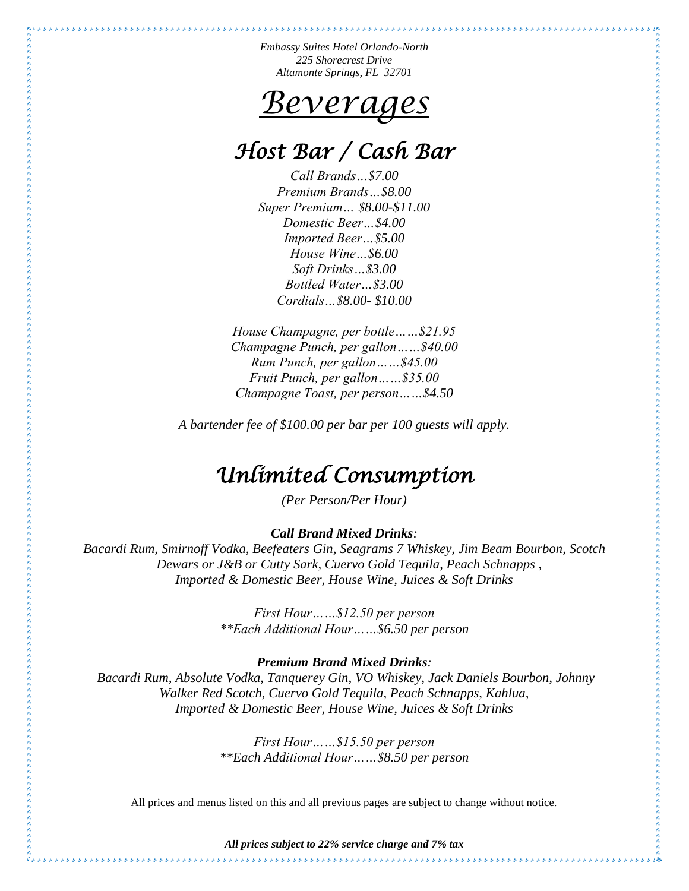*Embassy Suites Hotel Orlando-North*
*225 Shorecrest Drive*
*Altamonte Springs, FL 32701*

# *Beverages*

## *Host Bar / Cash Bar*

*Call Brands…$7.00*
*Premium Brands…$8.00*
*Super Premium… $8.00-$11.00*
*Domestic Beer…$4.00*
*Imported Beer…$5.00*
*House Wine…$6.00*
*Soft Drinks…$3.00*
*Bottled Water…$3.00*
*Cordials…$8.00- $10.00*

*House Champagne, per bottle……$21.95*
*Champagne Punch, per gallon……$40.00*
*Rum Punch, per gallon……$45.00*
*Fruit Punch, per gallon……$35.00*
*Champagne Toast, per person……$4.50*

*A bartender fee of $100.00 per bar per 100 guests will apply.*

## *Unlimited Consumption*

*(Per Person/Per Hour)*

***Call Brand Mixed Drinks**:*
*Bacardi Rum, Smirnoff Vodka, Beefeaters Gin, Seagrams 7 Whiskey, Jim Beam Bourbon, Scotch – Dewars or J&B or Cutty Sark, Cuervo Gold Tequila, Peach Schnapps , Imported & Domestic Beer, House Wine, Juices & Soft Drinks*

*First Hour……$12.50 per person*
*\*\*Each Additional Hour……$6.50 per person*

***Premium Brand Mixed Drinks**:*
*Bacardi Rum, Absolute Vodka, Tanquerey Gin, VO Whiskey, Jack Daniels Bourbon, Johnny Walker Red Scotch, Cuervo Gold Tequila, Peach Schnapps, Kahlua, Imported & Domestic Beer, House Wine, Juices & Soft Drinks*

*First Hour……$15.50 per person*
*\*\*Each Additional Hour……$8.50 per person*

All prices and menus listed on this and all previous pages are subject to change without notice.

***All prices subject to 22% service charge and 7% tax***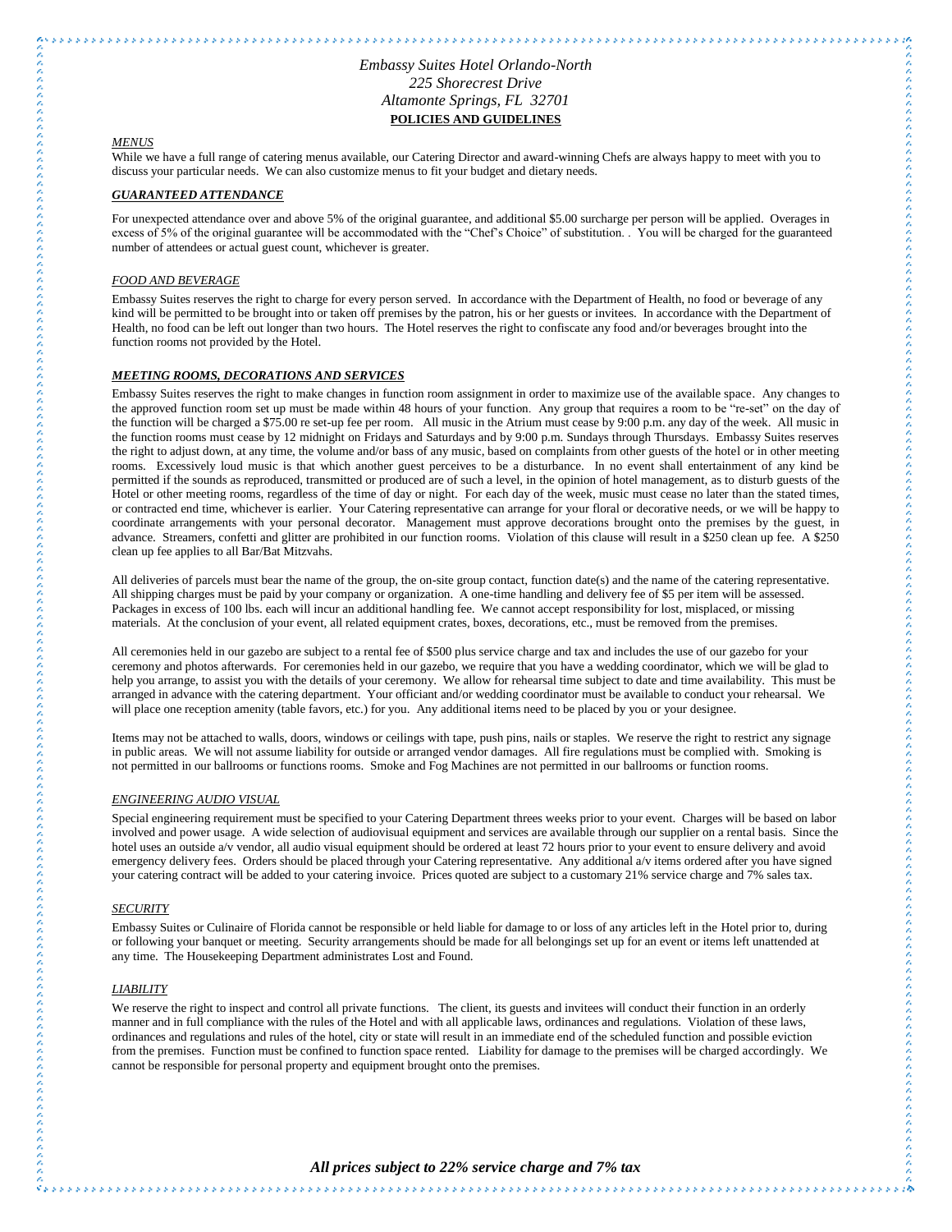*Embassy Suites Hotel Orlando-North*
*225 Shorecrest Drive*
*Altamonte Springs, FL 32701*

**POLICIES AND GUIDELINES**

*MENUS*

While we have a full range of catering menus available, our Catering Director and award-winning Chefs are always happy to meet with you to discuss your particular needs. We can also customize menus to fit your budget and dietary needs.

***GUARANTEED ATTENDANCE***

For unexpected attendance over and above 5% of the original guarantee, and additional $5.00 surcharge per person will be applied. Overages in excess of 5% of the original guarantee will be accommodated with the "Chef's Choice" of substitution. . You will be charged for the guaranteed number of attendees or actual guest count, whichever is greater.

*FOOD AND BEVERAGE*

Embassy Suites reserves the right to charge for every person served. In accordance with the Department of Health, no food or beverage of any kind will be permitted to be brought into or taken off premises by the patron, his or her guests or invitees. In accordance with the Department of Health, no food can be left out longer than two hours. The Hotel reserves the right to confiscate any food and/or beverages brought into the function rooms not provided by the Hotel.

***MEETING ROOMS, DECORATIONS AND SERVICES***

Embassy Suites reserves the right to make changes in function room assignment in order to maximize use of the available space. Any changes to the approved function room set up must be made within 48 hours of your function. Any group that requires a room to be "re-set" on the day of the function will be charged a $75.00 re set-up fee per room. All music in the Atrium must cease by 9:00 p.m. any day of the week. All music in the function rooms must cease by 12 midnight on Fridays and Saturdays and by 9:00 p.m. Sundays through Thursdays. Embassy Suites reserves the right to adjust down, at any time, the volume and/or bass of any music, based on complaints from other guests of the hotel or in other meeting rooms. Excessively loud music is that which another guest perceives to be a disturbance. In no event shall entertainment of any kind be permitted if the sounds as reproduced, transmitted or produced are of such a level, in the opinion of hotel management, as to disturb guests of the Hotel or other meeting rooms, regardless of the time of day or night. For each day of the week, music must cease no later than the stated times, or contracted end time, whichever is earlier. Your Catering representative can arrange for your floral or decorative needs, or we will be happy to coordinate arrangements with your personal decorator. Management must approve decorations brought onto the premises by the guest, in advance. Streamers, confetti and glitter are prohibited in our function rooms. Violation of this clause will result in a $250 clean up fee. A $250 clean up fee applies to all Bar/Bat Mitzvahs.

All deliveries of parcels must bear the name of the group, the on-site group contact, function date(s) and the name of the catering representative. All shipping charges must be paid by your company or organization. A one-time handling and delivery fee of $5 per item will be assessed. Packages in excess of 100 lbs. each will incur an additional handling fee. We cannot accept responsibility for lost, misplaced, or missing materials. At the conclusion of your event, all related equipment crates, boxes, decorations, etc., must be removed from the premises.

All ceremonies held in our gazebo are subject to a rental fee of $500 plus service charge and tax and includes the use of our gazebo for your ceremony and photos afterwards. For ceremonies held in our gazebo, we require that you have a wedding coordinator, which we will be glad to help you arrange, to assist you with the details of your ceremony. We allow for rehearsal time subject to date and time availability. This must be arranged in advance with the catering department. Your officiant and/or wedding coordinator must be available to conduct your rehearsal. We will place one reception amenity (table favors, etc.) for you. Any additional items need to be placed by you or your designee.

Items may not be attached to walls, doors, windows or ceilings with tape, push pins, nails or staples. We reserve the right to restrict any signage in public areas. We will not assume liability for outside or arranged vendor damages. All fire regulations must be complied with. Smoking is not permitted in our ballrooms or functions rooms. Smoke and Fog Machines are not permitted in our ballrooms or function rooms.

*ENGINEERING AUDIO VISUAL*

Special engineering requirement must be specified to your Catering Department threes weeks prior to your event. Charges will be based on labor involved and power usage. A wide selection of audiovisual equipment and services are available through our supplier on a rental basis. Since the hotel uses an outside a/v vendor, all audio visual equipment should be ordered at least 72 hours prior to your event to ensure delivery and avoid emergency delivery fees. Orders should be placed through your Catering representative. Any additional a/v items ordered after you have signed your catering contract will be added to your catering invoice. Prices quoted are subject to a customary 21% service charge and 7% sales tax.

*SECURITY*

Embassy Suites or Culinaire of Florida cannot be responsible or held liable for damage to or loss of any articles left in the Hotel prior to, during or following your banquet or meeting. Security arrangements should be made for all belongings set up for an event or items left unattended at any time. The Housekeeping Department administrates Lost and Found.

*LIABILITY*

We reserve the right to inspect and control all private functions. The client, its guests and invitees will conduct their function in an orderly manner and in full compliance with the rules of the Hotel and with all applicable laws, ordinances and regulations. Violation of these laws, ordinances and regulations and rules of the hotel, city or state will result in an immediate end of the scheduled function and possible eviction from the premises. Function must be confined to function space rented. Liability for damage to the premises will be charged accordingly. We cannot be responsible for personal property and equipment brought onto the premises.

***All prices subject to 22% service charge and 7% tax***